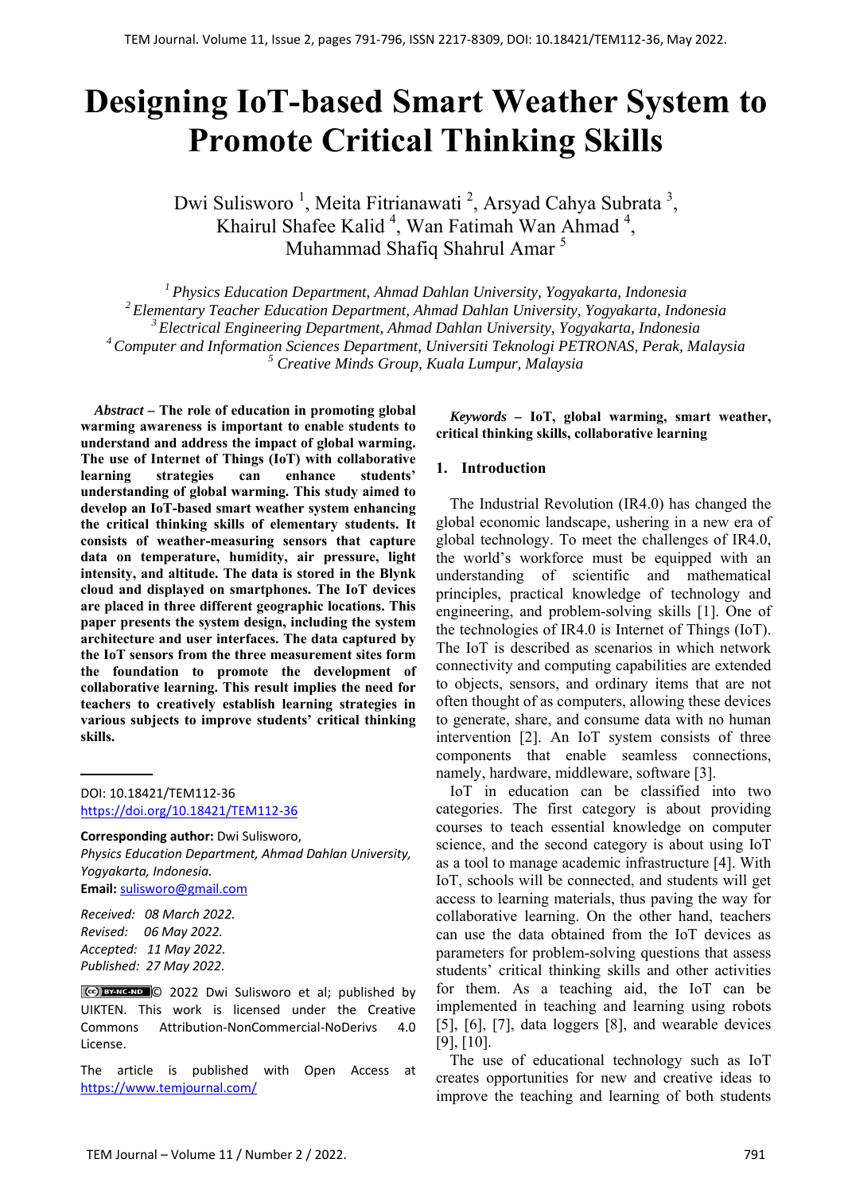# Designing IoT-based Smart Weather System to Promote Critical Thinking Skills

Dwi Sulisworo [1], Meita Fitrianawati [2], Arsyad Cahya Subrata [3], Khairul Shafee Kalid [4], Wan Fatimah Wan Ahmad [4], Muhammad Shafiq Shahrul Amar [5]

[1] *Physics Education Department, Ahmad Dahlan University, Yogyakarta, Indonesia*
[2] *Elementary Teacher Education Department, Ahmad Dahlan University, Yogyakarta, Indonesia*
[3] *Electrical Engineering Department, Ahmad Dahlan University, Yogyakarta, Indonesia*
[4] *Computer and Information Sciences Department, Universiti Teknologi PETRONAS, Perak, Malaysia*
[5] *Creative Minds Group, Kuala Lumpur, Malaysia*

***Abstract* – The role of education in promoting global warming awareness is important to enable students to understand and address the impact of global warming. The use of Internet of Things (IoT) with collaborative learning strategies can enhance students' understanding of global warming. This study aimed to develop an IoT-based smart weather system enhancing the critical thinking skills of elementary students. It consists of weather-measuring sensors that capture data on temperature, humidity, air pressure, light intensity, and altitude. The data is stored in the Blynk cloud and displayed on smartphones. The IoT devices are placed in three different geographic locations. This paper presents the system design, including the system architecture and user interfaces. The data captured by the IoT sensors from the three measurement sites form the foundation to promote the development of collaborative learning. This result implies the need for teachers to creatively establish learning strategies in various subjects to improve students' critical thinking skills.**

DOI: 10.18421/TEM112-36
https://doi.org/10.18421/TEM112-36

**Corresponding author:** Dwi Sulisworo,
*Physics Education Department, Ahmad Dahlan University, Yogyakarta, Indonesia.*
**Email:** sulisworo@gmail.com

*Received: 08 March 2022.*
*Revised: 06 May 2022.*
*Accepted: 11 May 2022.*
*Published: 27 May 2022.*

© 2022 Dwi Sulisworo et al; published by UIKTEN. This work is licensed under the Creative Commons Attribution-NonCommercial-NoDerivs 4.0 License.

The article is published with Open Access at https://www.temjournal.com/

***Keywords* – IoT, global warming, smart weather, critical thinking skills, collaborative learning**

## 1. Introduction

The Industrial Revolution (IR4.0) has changed the global economic landscape, ushering in a new era of global technology. To meet the challenges of IR4.0, the world's workforce must be equipped with an understanding of scientific and mathematical principles, practical knowledge of technology and engineering, and problem-solving skills [1]. One of the technologies of IR4.0 is Internet of Things (IoT). The IoT is described as scenarios in which network connectivity and computing capabilities are extended to objects, sensors, and ordinary items that are not often thought of as computers, allowing these devices to generate, share, and consume data with no human intervention [2]. An IoT system consists of three components that enable seamless connections, namely, hardware, middleware, software [3].

IoT in education can be classified into two categories. The first category is about providing courses to teach essential knowledge on computer science, and the second category is about using IoT as a tool to manage academic infrastructure [4]. With IoT, schools will be connected, and students will get access to learning materials, thus paving the way for collaborative learning. On the other hand, teachers can use the data obtained from the IoT devices as parameters for problem-solving questions that assess students' critical thinking skills and other activities for them. As a teaching aid, the IoT can be implemented in teaching and learning using robots [5], [6], [7], data loggers [8], and wearable devices [9], [10].

The use of educational technology such as IoT creates opportunities for new and creative ideas to improve the teaching and learning of both students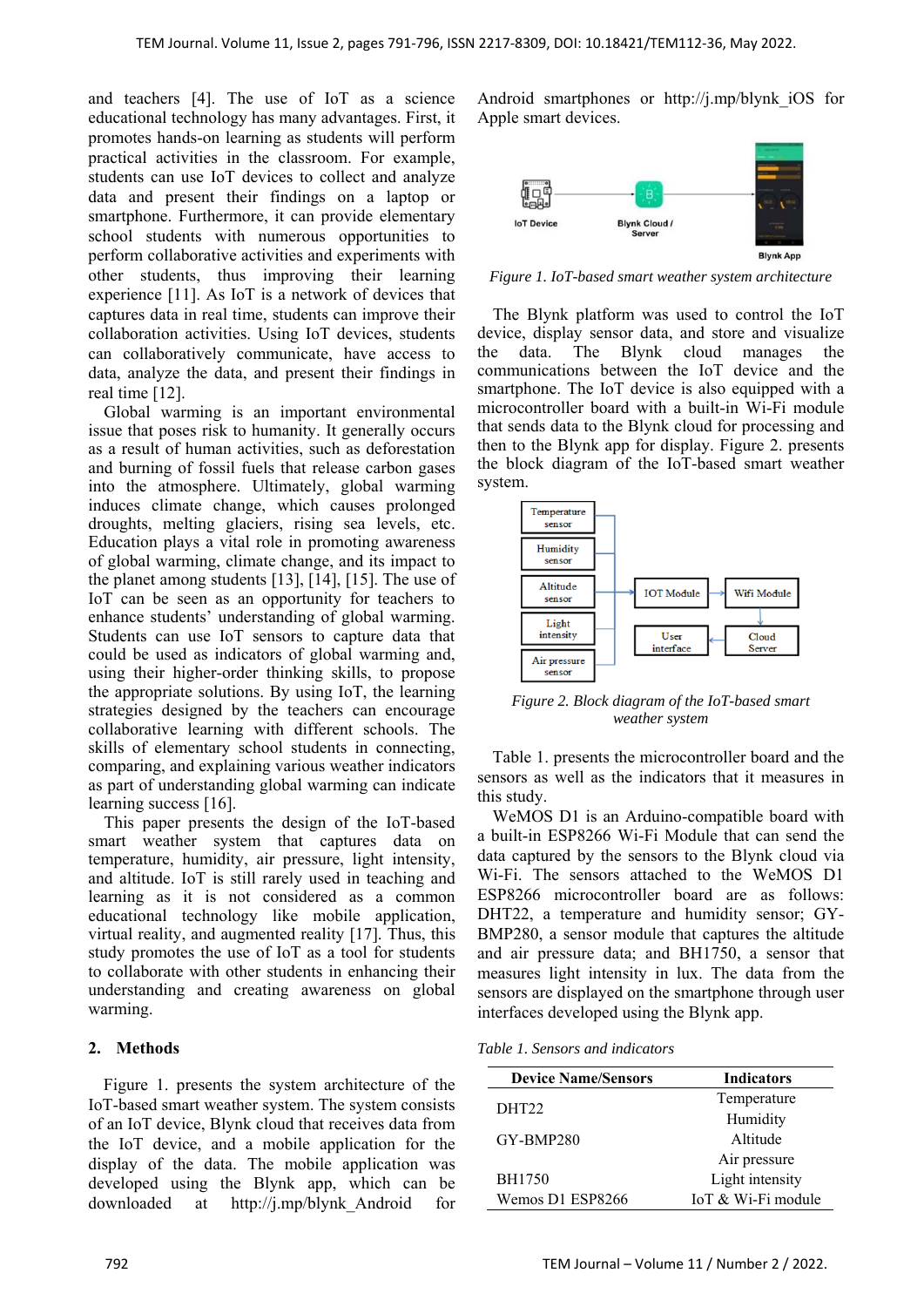and teachers [4]. The use of IoT as a science educational technology has many advantages. First, it promotes hands-on learning as students will perform practical activities in the classroom. For example, students can use IoT devices to collect and analyze data and present their findings on a laptop or smartphone. Furthermore, it can provide elementary school students with numerous opportunities to perform collaborative activities and experiments with other students, thus improving their learning experience [11]. As IoT is a network of devices that captures data in real time, students can improve their collaboration activities. Using IoT devices, students can collaboratively communicate, have access to data, analyze the data, and present their findings in real time [12].

Global warming is an important environmental issue that poses risk to humanity. It generally occurs as a result of human activities, such as deforestation and burning of fossil fuels that release carbon gases into the atmosphere. Ultimately, global warming induces climate change, which causes prolonged droughts, melting glaciers, rising sea levels, etc. Education plays a vital role in promoting awareness of global warming, climate change, and its impact to the planet among students [13], [14], [15]. The use of IoT can be seen as an opportunity for teachers to enhance students' understanding of global warming. Students can use IoT sensors to capture data that could be used as indicators of global warming and, using their higher-order thinking skills, to propose the appropriate solutions. By using IoT, the learning strategies designed by the teachers can encourage collaborative learning with different schools. The skills of elementary school students in connecting, comparing, and explaining various weather indicators as part of understanding global warming can indicate learning success [16].

This paper presents the design of the IoT-based smart weather system that captures data on temperature, humidity, air pressure, light intensity, and altitude. IoT is still rarely used in teaching and learning as it is not considered as a common educational technology like mobile application, virtual reality, and augmented reality [17]. Thus, this study promotes the use of IoT as a tool for students to collaborate with other students in enhancing their understanding and creating awareness on global warming.

## 2. Methods

Figure 1. presents the system architecture of the IoT-based smart weather system. The system consists of an IoT device, Blynk cloud that receives data from the IoT device, and a mobile application for the display of the data. The mobile application was developed using the Blynk app, which can be downloaded at http://j.mp/blynk_Android for Android smartphones or http://j.mp/blynk_iOS for Apple smart devices.

IoT Device

Blynk Cloud / Server

Blynk App

*Figure 1. IoT-based smart weather system architecture*

The Blynk platform was used to control the IoT device, display sensor data, and store and visualize the data. The Blynk cloud manages the communications between the IoT device and the smartphone. The IoT device is also equipped with a microcontroller board with a built-in Wi-Fi module that sends data to the Blynk cloud for processing and then to the Blynk app for display. Figure 2. presents the block diagram of the IoT-based smart weather system.

Temperature sensor

Humidity sensor

Altitude sensor

Light intensity

Air pressure sensor

IOT Module

Wifi Module

User interface

Cloud Server

*Figure 2. Block diagram of the IoT-based smart weather system*

Table 1. presents the microcontroller board and the sensors as well as the indicators that it measures in this study.

WeMOS D1 is an Arduino-compatible board with a built-in ESP8266 Wi-Fi Module that can send the data captured by the sensors to the Blynk cloud via Wi-Fi. The sensors attached to the WeMOS D1 ESP8266 microcontroller board are as follows: DHT22, a temperature and humidity sensor; GY-BMP280, a sensor module that captures the altitude and air pressure data; and BH1750, a sensor that measures light intensity in lux. The data from the sensors are displayed on the smartphone through user interfaces developed using the Blynk app.

*Table 1. Sensors and indicators*

| Device Name/Sensors | Indicators |
|---|---|
| DHT22 | Temperature<br>Humidity |
| GY-BMP280 | Altitude<br>Air pressure |
| BH1750 | Light intensity |
| Wemos D1 ESP8266 | IoT & Wi-Fi module |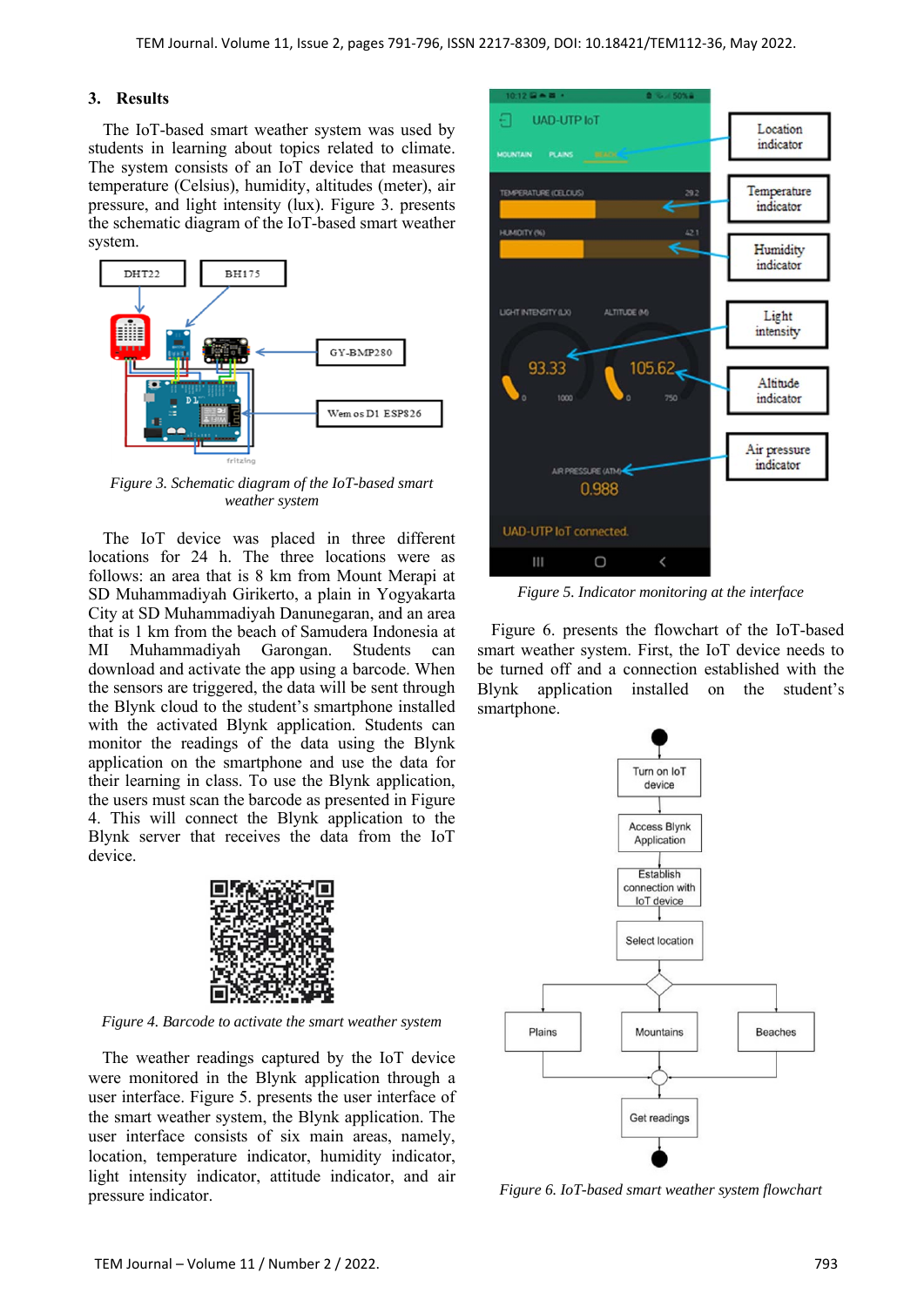## 3. Results

The IoT-based smart weather system was used by students in learning about topics related to climate. The system consists of an IoT device that measures temperature (Celsius), humidity, altitudes (meter), air pressure, and light intensity (lux). Figure 3. presents the schematic diagram of the IoT-based smart weather system.

DHT22

BH175

GY-BMP280

Wem os D1 ESP826

*Figure 3. Schematic diagram of the IoT-based smart weather system*

The IoT device was placed in three different locations for 24 h. The three locations were as follows: an area that is 8 km from Mount Merapi at SD Muhammadiyah Girikerto, a plain in Yogyakarta City at SD Muhammadiyah Danunegaran, and an area that is 1 km from the beach of Samudera Indonesia at MI Muhammadiyah Garongan. Students can download and activate the app using a barcode. When the sensors are triggered, the data will be sent through the Blynk cloud to the student's smartphone installed with the activated Blynk application. Students can monitor the readings of the data using the Blynk application on the smartphone and use the data for their learning in class. To use the Blynk application, the users must scan the barcode as presented in Figure 4. This will connect the Blynk application to the Blynk server that receives the data from the IoT device.

*Figure 4. Barcode to activate the smart weather system*

The weather readings captured by the IoT device were monitored in the Blynk application through a user interface. Figure 5. presents the user interface of the smart weather system, the Blynk application. The user interface consists of six main areas, namely, location, temperature indicator, humidity indicator, light intensity indicator, attitude indicator, and air pressure indicator.

UAD-UTP IoT

MOUNTAIN PLAINS BEACH

TEMPERATURE (CELCIUS) 29.2

HUMIDITY (%) 42.1

LIGHT INTENSITY (LX) ALTITUDE (M)

93.33 105.62

0 1000 0 750

AIR PRESSURE (ATM) 0.988

UAD-UTP IoT connected.

Location indicator

Temperature indicator

Humidity indicator

Light intensity

Altitude indicator

Air pressure indicator

*Figure 5. Indicator monitoring at the interface*

Figure 6. presents the flowchart of the IoT-based smart weather system. First, the IoT device needs to be turned off and a connection established with the Blynk application installed on the student's smartphone.

Turn on IoT device

Access Blynk Application

Establish connection with IoT device

Select location

Plains

Mountains

Beaches

Get readings

*Figure 6. IoT-based smart weather system flowchart*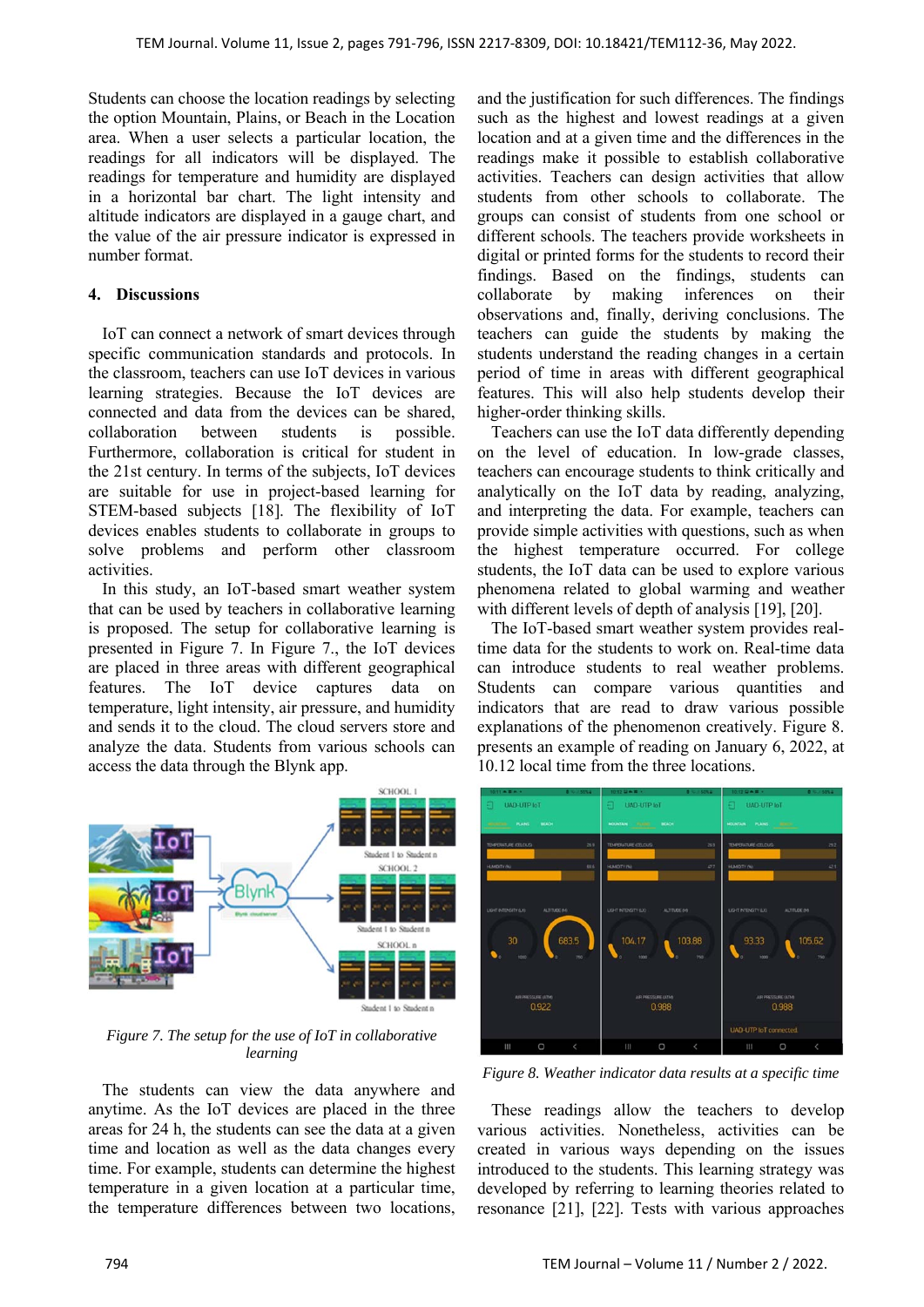Students can choose the location readings by selecting the option Mountain, Plains, or Beach in the Location area. When a user selects a particular location, the readings for all indicators will be displayed. The readings for temperature and humidity are displayed in a horizontal bar chart. The light intensity and altitude indicators are displayed in a gauge chart, and the value of the air pressure indicator is expressed in number format.

## 4. Discussions

IoT can connect a network of smart devices through specific communication standards and protocols. In the classroom, teachers can use IoT devices in various learning strategies. Because the IoT devices are connected and data from the devices can be shared, collaboration between students is possible. Furthermore, collaboration is critical for student in the 21st century. In terms of the subjects, IoT devices are suitable for use in project-based learning for STEM-based subjects [18]. The flexibility of IoT devices enables students to collaborate in groups to solve problems and perform other classroom activities.

In this study, an IoT-based smart weather system that can be used by teachers in collaborative learning is proposed. The setup for collaborative learning is presented in Figure 7. In Figure 7., the IoT devices are placed in three areas with different geographical features. The IoT device captures data on temperature, light intensity, air pressure, and humidity and sends it to the cloud. The cloud servers store and analyze the data. Students from various schools can access the data through the Blynk app.

*Figure 7. The setup for the use of IoT in collaborative learning*

The students can view the data anywhere and anytime. As the IoT devices are placed in the three areas for 24 h, the students can see the data at a given time and location as well as the data changes every time. For example, students can determine the highest temperature in a given location at a particular time, the temperature differences between two locations, and the justification for such differences. The findings such as the highest and lowest readings at a given location and at a given time and the differences in the readings make it possible to establish collaborative activities. Teachers can design activities that allow students from other schools to collaborate. The groups can consist of students from one school or different schools. The teachers provide worksheets in digital or printed forms for the students to record their findings. Based on the findings, students can collaborate by making inferences on their observations and, finally, deriving conclusions. The teachers can guide the students by making the students understand the reading changes in a certain period of time in areas with different geographical features. This will also help students develop their higher-order thinking skills.

Teachers can use the IoT data differently depending on the level of education. In low-grade classes, teachers can encourage students to think critically and analytically on the IoT data by reading, analyzing, and interpreting the data. For example, teachers can provide simple activities with questions, such as when the highest temperature occurred. For college students, the IoT data can be used to explore various phenomena related to global warming and weather with different levels of depth of analysis [19], [20].

The IoT-based smart weather system provides real-time data for the students to work on. Real-time data can introduce students to real weather problems. Students can compare various quantities and indicators that are read to draw various possible explanations of the phenomenon creatively. Figure 8. presents an example of reading on January 6, 2022, at 10.12 local time from the three locations.

*Figure 8. Weather indicator data results at a specific time*

These readings allow the teachers to develop various activities. Nonetheless, activities can be created in various ways depending on the issues introduced to the students. This learning strategy was developed by referring to learning theories related to resonance [21], [22]. Tests with various approaches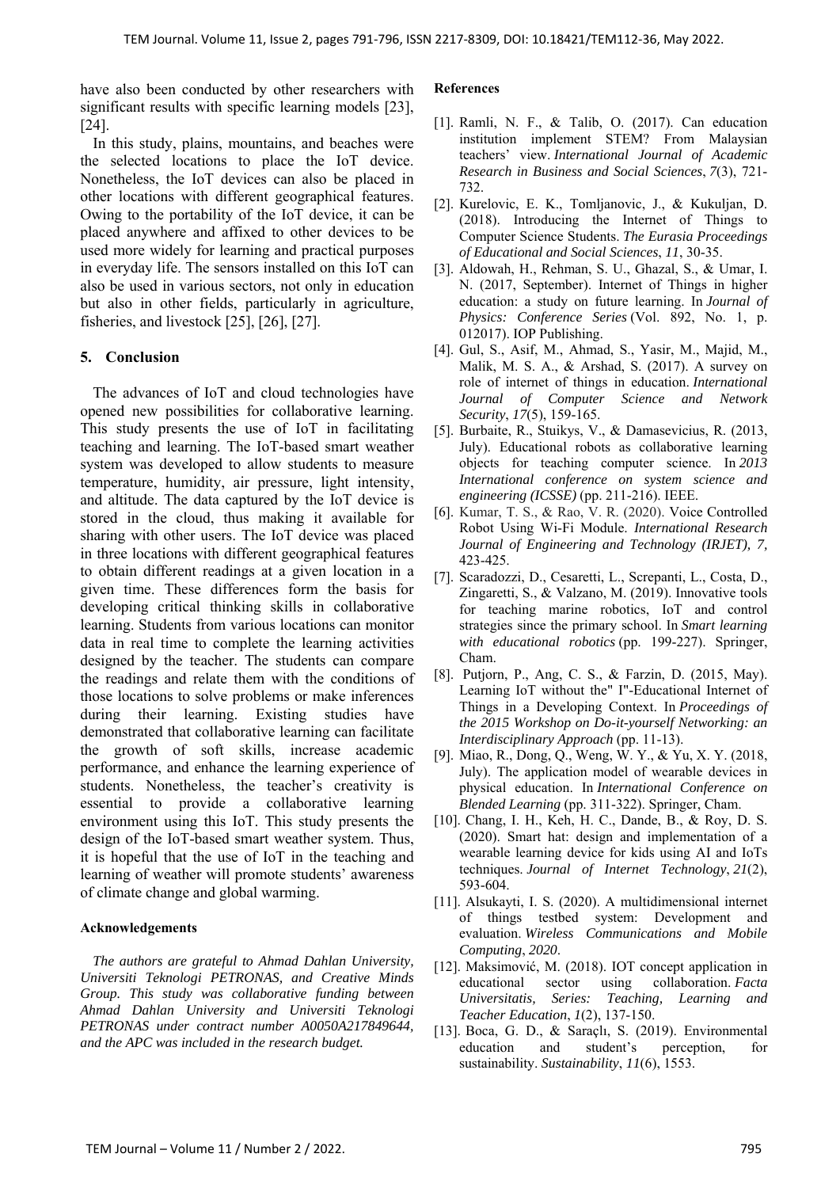have also been conducted by other researchers with significant results with specific learning models [23], [24].

In this study, plains, mountains, and beaches were the selected locations to place the IoT device. Nonetheless, the IoT devices can also be placed in other locations with different geographical features. Owing to the portability of the IoT device, it can be placed anywhere and affixed to other devices to be used more widely for learning and practical purposes in everyday life. The sensors installed on this IoT can also be used in various sectors, not only in education but also in other fields, particularly in agriculture, fisheries, and livestock [25], [26], [27].

## 5. Conclusion

The advances of IoT and cloud technologies have opened new possibilities for collaborative learning. This study presents the use of IoT in facilitating teaching and learning. The IoT-based smart weather system was developed to allow students to measure temperature, humidity, air pressure, light intensity, and altitude. The data captured by the IoT device is stored in the cloud, thus making it available for sharing with other users. The IoT device was placed in three locations with different geographical features to obtain different readings at a given location in a given time. These differences form the basis for developing critical thinking skills in collaborative learning. Students from various locations can monitor data in real time to complete the learning activities designed by the teacher. The students can compare the readings and relate them with the conditions of those locations to solve problems or make inferences during their learning. Existing studies have demonstrated that collaborative learning can facilitate the growth of soft skills, increase academic performance, and enhance the learning experience of students. Nonetheless, the teacher's creativity is essential to provide a collaborative learning environment using this IoT. This study presents the design of the IoT-based smart weather system. Thus, it is hopeful that the use of IoT in the teaching and learning of weather will promote students' awareness of climate change and global warming.

### Acknowledgements

*The authors are grateful to Ahmad Dahlan University, Universiti Teknologi PETRONAS, and Creative Minds Group. This study was collaborative funding between Ahmad Dahlan University and Universiti Teknologi PETRONAS under contract number A0050A217849644, and the APC was included in the research budget.*

### References

[1]. Ramli, N. F., & Talib, O. (2017). Can education institution implement STEM? From Malaysian teachers' view. *International Journal of Academic Research in Business and Social Sciences*, *7*(3), 721-732.

[2]. Kurelovic, E. K., Tomljanovic, J., & Kukuljan, D. (2018). Introducing the Internet of Things to Computer Science Students. *The Eurasia Proceedings of Educational and Social Sciences*, *11*, 30-35.

[3]. Aldowah, H., Rehman, S. U., Ghazal, S., & Umar, I. N. (2017, September). Internet of Things in higher education: a study on future learning. In *Journal of Physics: Conference Series* (Vol. 892, No. 1, p. 012017). IOP Publishing.

[4]. Gul, S., Asif, M., Ahmad, S., Yasir, M., Majid, M., Malik, M. S. A., & Arshad, S. (2017). A survey on role of internet of things in education. *International Journal of Computer Science and Network Security*, *17*(5), 159-165.

[5]. Burbaite, R., Stuikys, V., & Damasevicius, R. (2013, July). Educational robots as collaborative learning objects for teaching computer science. In *2013 International conference on system science and engineering (ICSSE)* (pp. 211-216). IEEE.

[6]. Kumar, T. S., & Rao, V. R. (2020). Voice Controlled Robot Using Wi-Fi Module. *International Research Journal of Engineering and Technology (IRJET), 7,* 423-425.

[7]. Scaradozzi, D., Cesaretti, L., Screpanti, L., Costa, D., Zingaretti, S., & Valzano, M. (2019). Innovative tools for teaching marine robotics, IoT and control strategies since the primary school. In *Smart learning with educational robotics* (pp. 199-227). Springer, Cham.

[8]. Putjorn, P., Ang, C. S., & Farzin, D. (2015, May). Learning IoT without the" I"-Educational Internet of Things in a Developing Context. In *Proceedings of the 2015 Workshop on Do-it-yourself Networking: an Interdisciplinary Approach* (pp. 11-13).

[9]. Miao, R., Dong, Q., Weng, W. Y., & Yu, X. Y. (2018, July). The application model of wearable devices in physical education. In *International Conference on Blended Learning* (pp. 311-322). Springer, Cham.

[10]. Chang, I. H., Keh, H. C., Dande, B., & Roy, D. S. (2020). Smart hat: design and implementation of a wearable learning device for kids using AI and IoTs techniques. *Journal of Internet Technology*, *21*(2), 593-604.

[11]. Alsukayti, I. S. (2020). A multidimensional internet of things testbed system: Development and evaluation. *Wireless Communications and Mobile Computing*, *2020*.

[12]. Maksimović, M. (2018). IOT concept application in educational sector using collaboration. *Facta Universitatis, Series: Teaching, Learning and Teacher Education*, *1*(2), 137-150.

[13]. Boca, G. D., & Saraçlı, S. (2019). Environmental education and student's perception, for sustainability. *Sustainability*, *11*(6), 1553.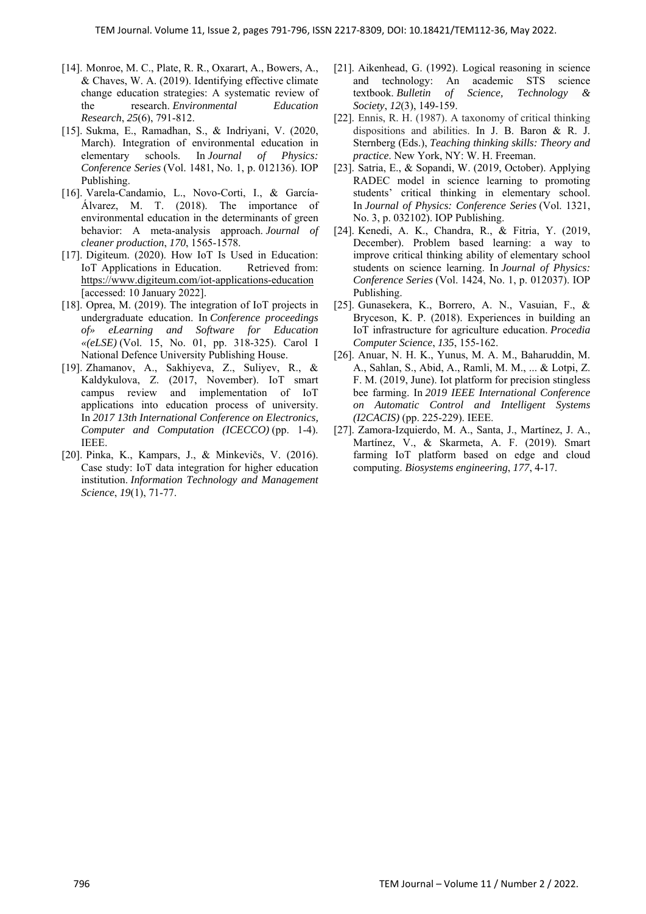[14]. Monroe, M. C., Plate, R. R., Oxarart, A., Bowers, A., & Chaves, W. A. (2019). Identifying effective climate change education strategies: A systematic review of the research. *Environmental Education Research*, *25*(6), 791-812.

[15]. Sukma, E., Ramadhan, S., & Indriyani, V. (2020, March). Integration of environmental education in elementary schools. In *Journal of Physics: Conference Series* (Vol. 1481, No. 1, p. 012136). IOP Publishing.

[16]. Varela-Candamio, L., Novo-Corti, I., & García-Álvarez, M. T. (2018). The importance of environmental education in the determinants of green behavior: A meta-analysis approach. *Journal of cleaner production*, *170*, 1565-1578.

[17]. Digiteum. (2020). How IoT Is Used in Education: IoT Applications in Education. Retrieved from: https://www.digiteum.com/iot-applications-education [accessed: 10 January 2022].

[18]. Oprea, M. (2019). The integration of IoT projects in undergraduate education. In *Conference proceedings of» eLearning and Software for Education «(eLSE)* (Vol. 15, No. 01, pp. 318-325). Carol I National Defence University Publishing House.

[19]. Zhamanov, A., Sakhiyeva, Z., Suliyev, R., & Kaldykulova, Z. (2017, November). IoT smart campus review and implementation of IoT applications into education process of university. In *2017 13th International Conference on Electronics, Computer and Computation (ICECCO)* (pp. 1-4). IEEE.

[20]. Pinka, K., Kampars, J., & Minkevičs, V. (2016). Case study: IoT data integration for higher education institution. *Information Technology and Management Science*, *19*(1), 71-77.

[21]. Aikenhead, G. (1992). Logical reasoning in science and technology: An academic STS science textbook. *Bulletin of Science, Technology & Society*, *12*(3), 149-159.

[22]. Ennis, R. H. (1987). A taxonomy of critical thinking dispositions and abilities. In J. B. Baron & R. J. Sternberg (Eds.), *Teaching thinking skills: Theory and practice*. New York, NY: W. H. Freeman.

[23]. Satria, E., & Sopandi, W. (2019, October). Applying RADEC model in science learning to promoting students' critical thinking in elementary school. In *Journal of Physics: Conference Series* (Vol. 1321, No. 3, p. 032102). IOP Publishing.

[24]. Kenedi, A. K., Chandra, R., & Fitria, Y. (2019, December). Problem based learning: a way to improve critical thinking ability of elementary school students on science learning. In *Journal of Physics: Conference Series* (Vol. 1424, No. 1, p. 012037). IOP Publishing.

[25]. Gunasekera, K., Borrero, A. N., Vasuian, F., & Bryceson, K. P. (2018). Experiences in building an IoT infrastructure for agriculture education. *Procedia Computer Science*, *135*, 155-162.

[26]. Anuar, N. H. K., Yunus, M. A. M., Baharuddin, M. A., Sahlan, S., Abid, A., Ramli, M. M., ... & Lotpi, Z. F. M. (2019, June). Iot platform for precision stingless bee farming. In *2019 IEEE International Conference on Automatic Control and Intelligent Systems (I2CACIS)* (pp. 225-229). IEEE.

[27]. Zamora-Izquierdo, M. A., Santa, J., Martínez, J. A., Martínez, V., & Skarmeta, A. F. (2019). Smart farming IoT platform based on edge and cloud computing. *Biosystems engineering*, *177*, 4-17.